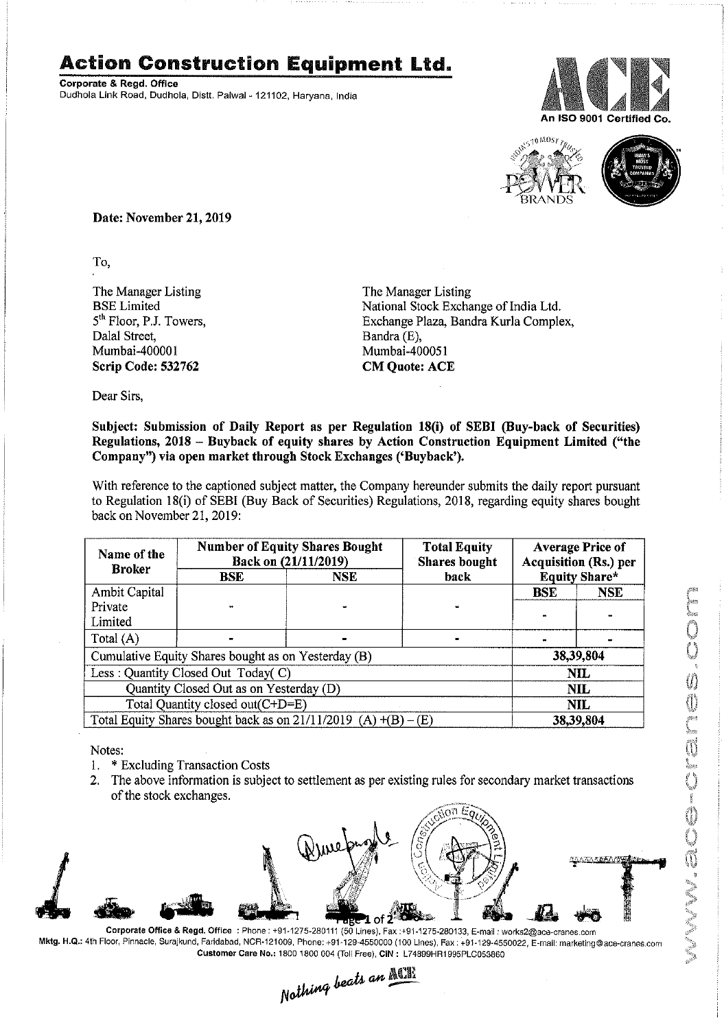# Action Construction Equipment Ltd.

**Corporate & Regd. Office**
Dudhola Link Road, Dudhola, Distt. Palwal - 121102, Haryana, India

An ISO 9001 Certified Co.

**Date: November 21, 2019**

To,

The Manager Listing
BSE Limited
5th Floor, P.J. Towers,
Dalal Street,
Mumbai-400001
**Scrip Code: 532762**

The Manager Listing
National Stock Exchange of India Ltd.
Exchange Plaza, Bandra Kurla Complex,
Bandra (E),
Mumbai-400051
**CM Quote: ACE**

Dear Sirs,

**Subject: Submission of Daily Report as per Regulation 18(i) of SEBI (Buy-back of Securities) Regulations, 2018 – Buyback of equity shares by Action Construction Equipment Limited ("the Company") via open market through Stock Exchanges ('Buyback').**

With reference to the captioned subject matter, the Company hereunder submits the daily report pursuant to Regulation 18(i) of SEBI (Buy Back of Securities) Regulations, 2018, regarding equity shares bought back on November 21, 2019:

| Name of the Broker | Number of Equity Shares Bought Back on (21/11/2019) | | Total Equity Shares bought back | Average Price of Acquisition (Rs.) per Equity Share* | |
|---|---|---|---|---|---|
| | BSE | NSE | | BSE | NSE |
| Ambit Capital Private Limited | - | - | - | - | - |
| Total (A) | - | - | - | - | - |
| Cumulative Equity Shares bought as on Yesterday (B) | | | | 38,39,804 | |
| Less : Quantity Closed Out Today( C) | | | | NIL | |
| Quantity Closed Out as on Yesterday (D) | | | | NIL | |
| Total Quantity closed out(C+D=E) | | | | NIL | |
| Total Equity Shares bought back as on 21/11/2019 (A) +(B) – (E) | | | | 38,39,804 | |

Notes:

1. * Excluding Transaction Costs
2. The above information is subject to settlement as per existing rules for secondary market transactions of the stock exchanges.

**Corporate Office & Regd. Office** : Phone : +91-1275-280111 (50 Lines), Fax :+91-1275-280133, E-mail : works2@ace-cranes.com
**Mktg. H.Q.:** 4th Floor, Pinnacle, Surajkund, Faridabad, NCR-121009, Phone: +91-129-4550000 (100 Lines), Fax : +91-129-4550022, E-mail: marketing@ace-cranes.com
**Customer Care No.:** 1800 1800 004 (Toll Free), **CIN :** L74899HR1995PLC053860

*Nothing beats an ACE*

www.ace-cranes.com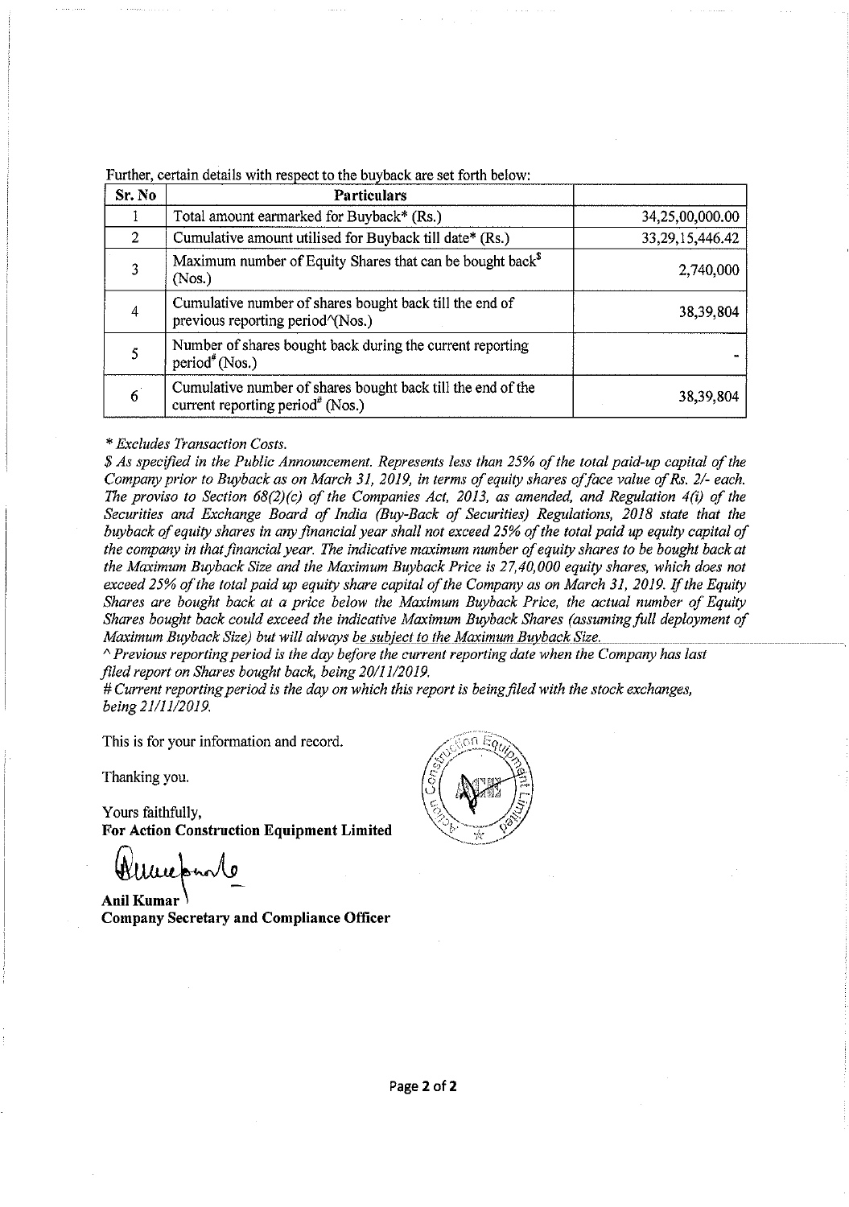Further, certain details with respect to the buyback are set forth below:

| Sr. No | Particulars | |
|---|---|---|
| 1 | Total amount earmarked for Buyback* (Rs.) | 34,25,00,000.00 |
| 2 | Cumulative amount utilised for Buyback till date* (Rs.) | 33,29,15,446.42 |
| 3 | Maximum number of Equity Shares that can be bought back$ (Nos.) | 2,740,000 |
| 4 | Cumulative number of shares bought back till the end of previous reporting period^(Nos.) | 38,39,804 |
| 5 | Number of shares bought back during the current reporting period# (Nos.) | - |
| 6 | Cumulative number of shares bought back till the end of the current reporting period# (Nos.) | 38,39,804 |

*\* Excludes Transaction Costs.*

*$ As specified in the Public Announcement. Represents less than 25% of the total paid-up capital of the Company prior to Buyback as on March 31, 2019, in terms of equity shares of face value of Rs. 2/- each. The proviso to Section 68(2)(c) of the Companies Act, 2013, as amended, and Regulation 4(i) of the Securities and Exchange Board of India (Buy-Back of Securities) Regulations, 2018 state that the buyback of equity shares in any financial year shall not exceed 25% of the total paid up equity capital of the company in that financial year. The indicative maximum number of equity shares to be bought back at the Maximum Buyback Size and the Maximum Buyback Price is 27,40,000 equity shares, which does not exceed 25% of the total paid up equity share capital of the Company as on March 31, 2019. If the Equity Shares are bought back at a price below the Maximum Buyback Price, the actual number of Equity Shares bought back could exceed the indicative Maximum Buyback Shares (assuming full deployment of Maximum Buyback Size) but will always be subject to the Maximum Buyback Size.*

*^ Previous reporting period is the day before the current reporting date when the Company has last filed report on Shares bought back, being 20/11/2019.*

*# Current reporting period is the day on which this report is being filed with the stock exchanges, being 21/11/2019.*

This is for your information and record.

Thanking you.

Yours faithfully,
**For Action Construction Equipment Limited**

**Anil Kumar**
**Company Secretary and Compliance Officer**